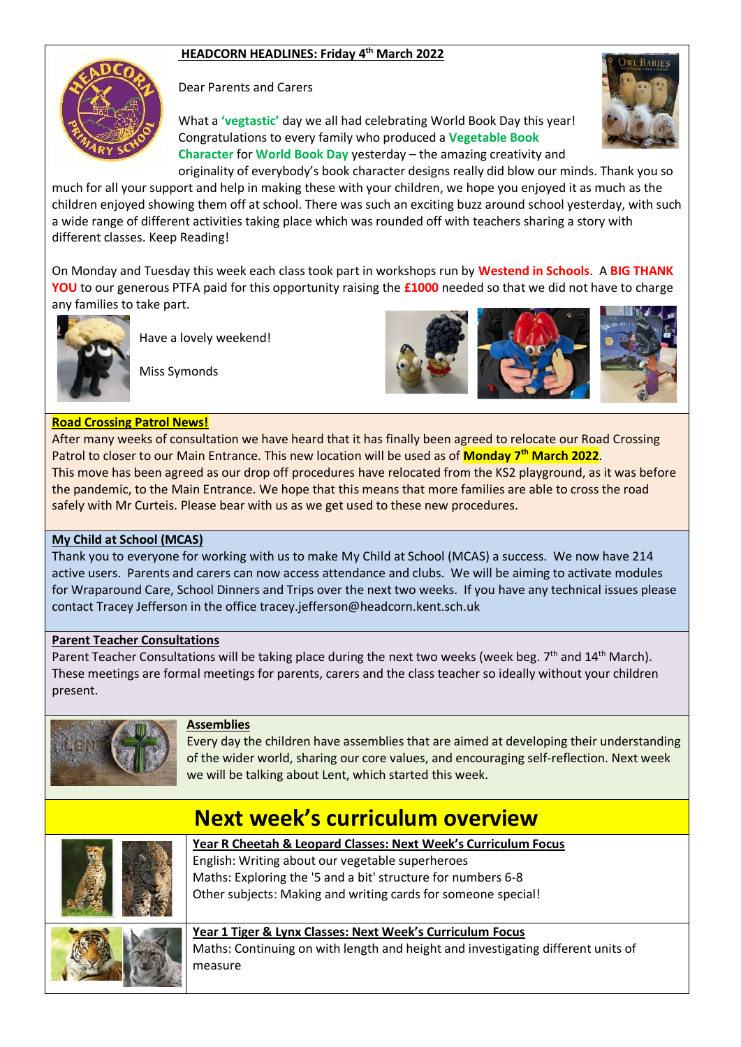## HEADCORN HEADLINES: Friday 4th March 2022

Dear Parents and Carers

What a **'vegtastic'** day we all had celebrating World Book Day this year! Congratulations to every family who produced a **Vegetable Book Character** for **World Book Day** yesterday – the amazing creativity and originality of everybody's book character designs really did blow our minds. Thank you so much for all your support and help in making these with your children, we hope you enjoyed it as much as the children enjoyed showing them off at school. There was such an exciting buzz around school yesterday, with such a wide range of different activities taking place which was rounded off with teachers sharing a story with different classes. Keep Reading!

On Monday and Tuesday this week each class took part in workshops run by **Westend in Schools**. A **BIG THANK YOU** to our generous PTFA paid for this opportunity raising the **£1000** needed so that we did not have to charge any families to take part.

Have a lovely weekend!

Miss Symonds

### Road Crossing Patrol News!

After many weeks of consultation we have heard that it has finally been agreed to relocate our Road Crossing Patrol to closer to our Main Entrance. This new location will be used as of **Monday 7th March 2022**. This move has been agreed as our drop off procedures have relocated from the KS2 playground, as it was before the pandemic, to the Main Entrance. We hope that this means that more families are able to cross the road safely with Mr Curteis. Please bear with us as we get used to these new procedures.

### My Child at School (MCAS)

Thank you to everyone for working with us to make My Child at School (MCAS) a success. We now have 214 active users. Parents and carers can now access attendance and clubs. We will be aiming to activate modules for Wraparound Care, School Dinners and Trips over the next two weeks. If you have any technical issues please contact Tracey Jefferson in the office tracey.jefferson@headcorn.kent.sch.uk

### Parent Teacher Consultations

Parent Teacher Consultations will be taking place during the next two weeks (week beg. 7th and 14th March). These meetings are formal meetings for parents, carers and the class teacher so ideally without your children present.

### Assemblies

Every day the children have assemblies that are aimed at developing their understanding of the wider world, sharing our core values, and encouraging self-reflection. Next week we will be talking about Lent, which started this week.

## Next week's curriculum overview

### Year R Cheetah & Leopard Classes: Next Week's Curriculum Focus

English: Writing about our vegetable superheroes
Maths: Exploring the '5 and a bit' structure for numbers 6-8
Other subjects: Making and writing cards for someone special!

### Year 1 Tiger & Lynx Classes: Next Week's Curriculum Focus

Maths: Continuing on with length and height and investigating different units of measure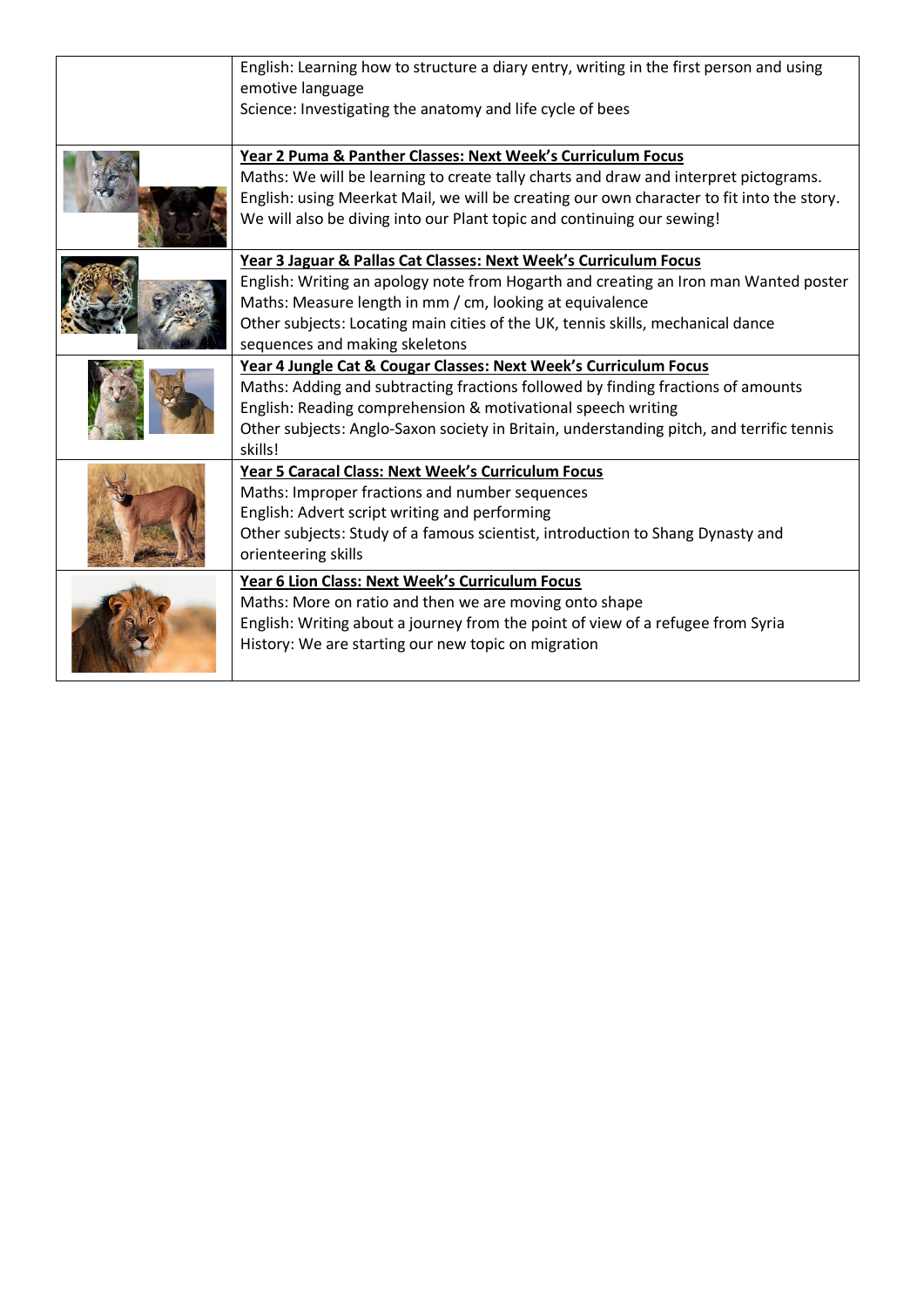| | |
|---|---|
| | English: Learning how to structure a diary entry, writing in the first person and using emotive language<br>Science: Investigating the anatomy and life cycle of bees |
| | **Year 2 Puma & Panther Classes: Next Week's Curriculum Focus**<br>Maths: We will be learning to create tally charts and draw and interpret pictograms.<br>English: using Meerkat Mail, we will be creating our own character to fit into the story.<br>We will also be diving into our Plant topic and continuing our sewing! |
| | **Year 3 Jaguar & Pallas Cat Classes: Next Week's Curriculum Focus**<br>English: Writing an apology note from Hogarth and creating an Iron man Wanted poster<br>Maths: Measure length in mm / cm, looking at equivalence<br>Other subjects: Locating main cities of the UK, tennis skills, mechanical dance sequences and making skeletons |
| | **Year 4 Jungle Cat & Cougar Classes: Next Week's Curriculum Focus**<br>Maths: Adding and subtracting fractions followed by finding fractions of amounts<br>English: Reading comprehension & motivational speech writing<br>Other subjects: Anglo-Saxon society in Britain, understanding pitch, and terrific tennis skills! |
| | **Year 5 Caracal Class: Next Week's Curriculum Focus**<br>Maths: Improper fractions and number sequences<br>English: Advert script writing and performing<br>Other subjects: Study of a famous scientist, introduction to Shang Dynasty and orienteering skills |
| | **Year 6 Lion Class: Next Week's Curriculum Focus**<br>Maths: More on ratio and then we are moving onto shape<br>English: Writing about a journey from the point of view of a refugee from Syria<br>History: We are starting our new topic on migration |